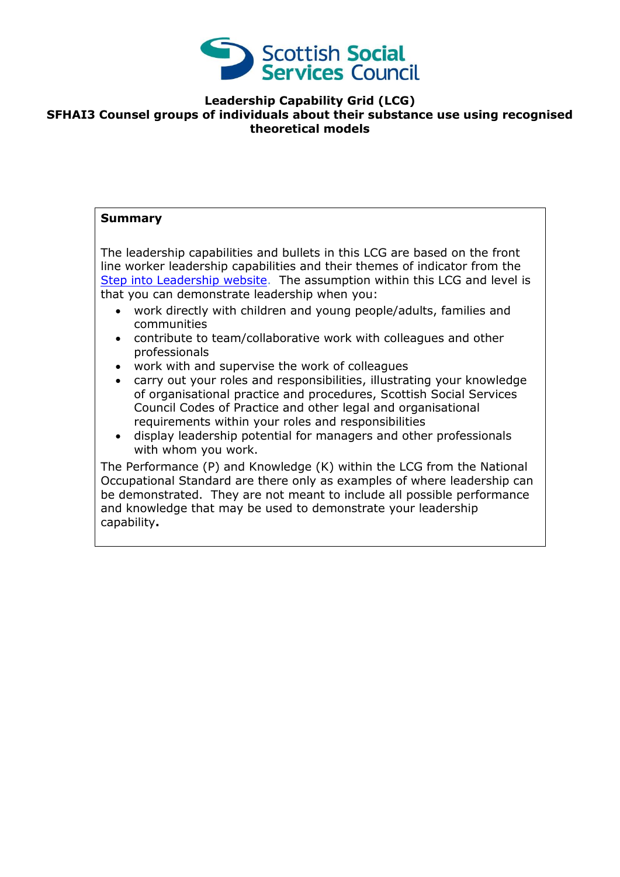**Leadership Capability Grid (LCG)**
**SFHAI3 Counsel groups of individuals about their substance use using recognised theoretical models**

**Summary**

The leadership capabilities and bullets in this LCG are based on the front line worker leadership capabilities and their themes of indicator from the Step into Leadership website. The assumption within this LCG and level is that you can demonstrate leadership when you:

- work directly with children and young people/adults, families and communities
- contribute to team/collaborative work with colleagues and other professionals
- work with and supervise the work of colleagues
- carry out your roles and responsibilities, illustrating your knowledge of organisational practice and procedures, Scottish Social Services Council Codes of Practice and other legal and organisational requirements within your roles and responsibilities
- display leadership potential for managers and other professionals with whom you work.

The Performance (P) and Knowledge (K) within the LCG from the National Occupational Standard are there only as examples of where leadership can be demonstrated. They are not meant to include all possible performance and knowledge that may be used to demonstrate your leadership capability.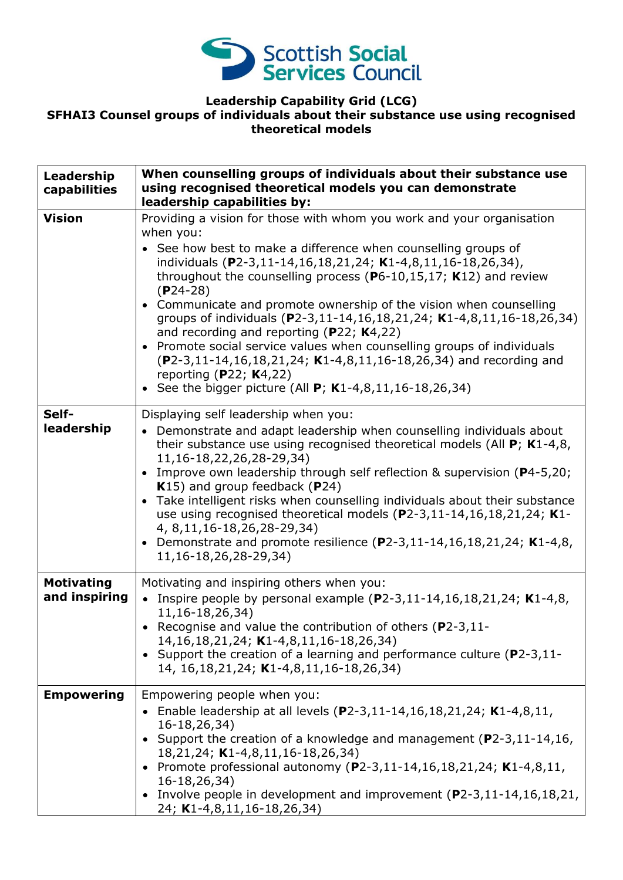**Leadership Capability Grid (LCG)**
**SFHAI3 Counsel groups of individuals about their substance use using recognised theoretical models**

| Leadership capabilities | When counselling groups of individuals about their substance use using recognised theoretical models you can demonstrate leadership capabilities by: |
|---|---|
| **Vision** | Providing a vision for those with whom you work and your organisation when you:<br>• See how best to make a difference when counselling groups of individuals (**P**2-3,11-14,16,18,21,24; **K**1-4,8,11,16-18,26,34), throughout the counselling process (**P**6-10,15,17; **K**12) and review (**P**24-28)<br>• Communicate and promote ownership of the vision when counselling groups of individuals (**P**2-3,11-14,16,18,21,24; **K**1-4,8,11,16-18,26,34) and recording and reporting (**P**22; **K**4,22)<br>• Promote social service values when counselling groups of individuals (**P**2-3,11-14,16,18,21,24; **K**1-4,8,11,16-18,26,34) and recording and reporting (**P**22; **K**4,22)<br>• See the bigger picture (All **P**; **K**1-4,8,11,16-18,26,34) |
| **Self-leadership** | Displaying self leadership when you:<br>• Demonstrate and adapt leadership when counselling individuals about their substance use using recognised theoretical models (All **P**; **K**1-4,8, 11,16-18,22,26,28-29,34)<br>• Improve own leadership through self reflection & supervision (**P**4-5,20; **K**15) and group feedback (**P**24)<br>• Take intelligent risks when counselling individuals about their substance use using recognised theoretical models (**P**2-3,11-14,16,18,21,24; **K**1-4, 8,11,16-18,26,28-29,34)<br>• Demonstrate and promote resilience (**P**2-3,11-14,16,18,21,24; **K**1-4,8, 11,16-18,26,28-29,34) |
| **Motivating and inspiring** | Motivating and inspiring others when you:<br>• Inspire people by personal example (**P**2-3,11-14,16,18,21,24; **K**1-4,8, 11,16-18,26,34)<br>• Recognise and value the contribution of others (**P**2-3,11-14,16,18,21,24; **K**1-4,8,11,16-18,26,34)<br>• Support the creation of a learning and performance culture (**P**2-3,11-14, 16,18,21,24; **K**1-4,8,11,16-18,26,34) |
| **Empowering** | Empowering people when you:<br>• Enable leadership at all levels (**P**2-3,11-14,16,18,21,24; **K**1-4,8,11, 16-18,26,34)<br>• Support the creation of a knowledge and management (**P**2-3,11-14,16, 18,21,24; **K**1-4,8,11,16-18,26,34)<br>• Promote professional autonomy (**P**2-3,11-14,16,18,21,24; **K**1-4,8,11, 16-18,26,34)<br>• Involve people in development and improvement (**P**2-3,11-14,16,18,21, 24; **K**1-4,8,11,16-18,26,34) |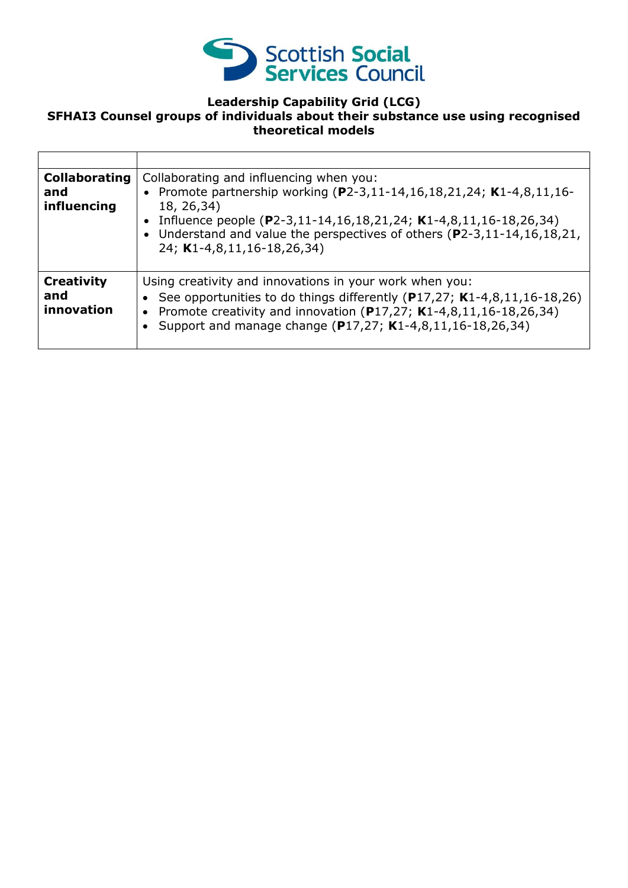**Leadership Capability Grid (LCG)**
**SFHAI3 Counsel groups of individuals about their substance use using recognised theoretical models**

| | |
|---|---|
| **Collaborating and influencing** | Collaborating and influencing when you:<br>• Promote partnership working (**P**2-3,11-14,16,18,21,24; **K**1-4,8,11,16-18, 26,34)<br>• Influence people (**P**2-3,11-14,16,18,21,24; **K**1-4,8,11,16-18,26,34)<br>• Understand and value the perspectives of others (**P**2-3,11-14,16,18,21, 24; **K**1-4,8,11,16-18,26,34) |
| **Creativity and innovation** | Using creativity and innovations in your work when you:<br>• See opportunities to do things differently (**P**17,27; **K**1-4,8,11,16-18,26)<br>• Promote creativity and innovation (**P**17,27; **K**1-4,8,11,16-18,26,34)<br>• Support and manage change (**P**17,27; **K**1-4,8,11,16-18,26,34) |